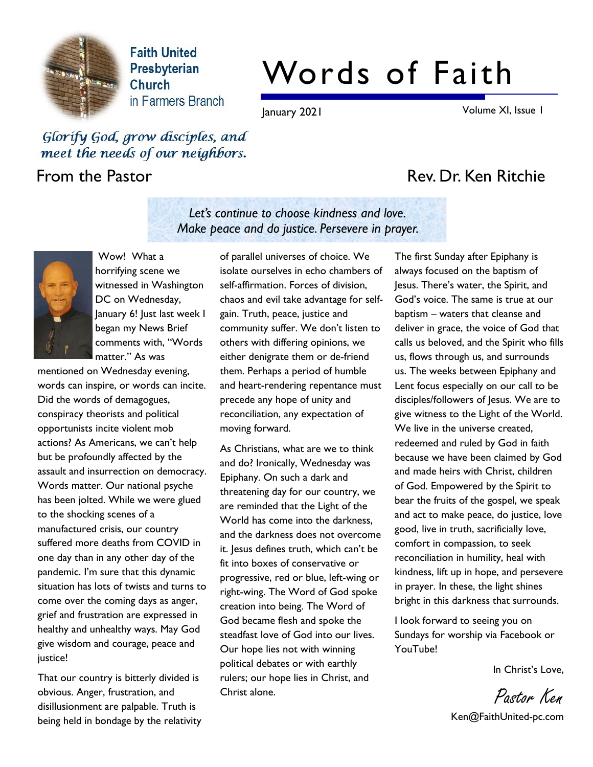Faith United Presbyterian Church in Farmers Branch

# Words of Faith

January 2021 — Volume XI, Issue 1

*Glorify God, grow disciples, and meet the needs of our neighbors.*

## From the Pastor — Rev. Dr. Ken Ritchie

*Let's continue to choose kindness and love. Make peace and do justice. Persevere in prayer.*

Wow! What a horrifying scene we witnessed in Washington DC on Wednesday, January 6! Just last week I began my News Brief comments with, "Words matter." As was mentioned on Wednesday evening, words can inspire, or words can incite. Did the words of demagogues, conspiracy theorists and political opportunists incite violent mob actions? As Americans, we can't help but be profoundly affected by the assault and insurrection on democracy. Words matter. Our national psyche has been jolted. While we were glued to the shocking scenes of a manufactured crisis, our country suffered more deaths from COVID in one day than in any other day of the pandemic. I'm sure that this dynamic situation has lots of twists and turns to come over the coming days as anger, grief and frustration are expressed in healthy and unhealthy ways. May God give wisdom and courage, peace and justice!

That our country is bitterly divided is obvious. Anger, frustration, and disillusionment are palpable. Truth is being held in bondage by the relativity of parallel universes of choice. We isolate ourselves in echo chambers of self-affirmation. Forces of division, chaos and evil take advantage for self-gain. Truth, peace, justice and community suffer. We don't listen to others with differing opinions, we either denigrate them or de-friend them. Perhaps a period of humble and heart-rendering repentance must precede any hope of unity and reconciliation, any expectation of moving forward.

As Christians, what are we to think and do? Ironically, Wednesday was Epiphany. On such a dark and threatening day for our country, we are reminded that the Light of the World has come into the darkness, and the darkness does not overcome it. Jesus defines truth, which can't be fit into boxes of conservative or progressive, red or blue, left-wing or right-wing. The Word of God spoke creation into being. The Word of God became flesh and spoke the steadfast love of God into our lives. Our hope lies not with winning political debates or with earthly rulers; our hope lies in Christ, and Christ alone.

The first Sunday after Epiphany is always focused on the baptism of Jesus. There's water, the Spirit, and God's voice. The same is true at our baptism – waters that cleanse and deliver in grace, the voice of God that calls us beloved, and the Spirit who fills us, flows through us, and surrounds us. The weeks between Epiphany and Lent focus especially on our call to be disciples/followers of Jesus. We are to give witness to the Light of the World. We live in the universe created, redeemed and ruled by God in faith because we have been claimed by God and made heirs with Christ, children of God. Empowered by the Spirit to bear the fruits of the gospel, we speak and act to make peace, do justice, love good, live in truth, sacrificially love, comfort in compassion, to seek reconciliation in humility, heal with kindness, lift up in hope, and persevere in prayer. In these, the light shines bright in this darkness that surrounds.

I look forward to seeing you on Sundays for worship via Facebook or YouTube!

In Christ's Love,

*Pastor Ken*

Ken@FaithUnited-pc.com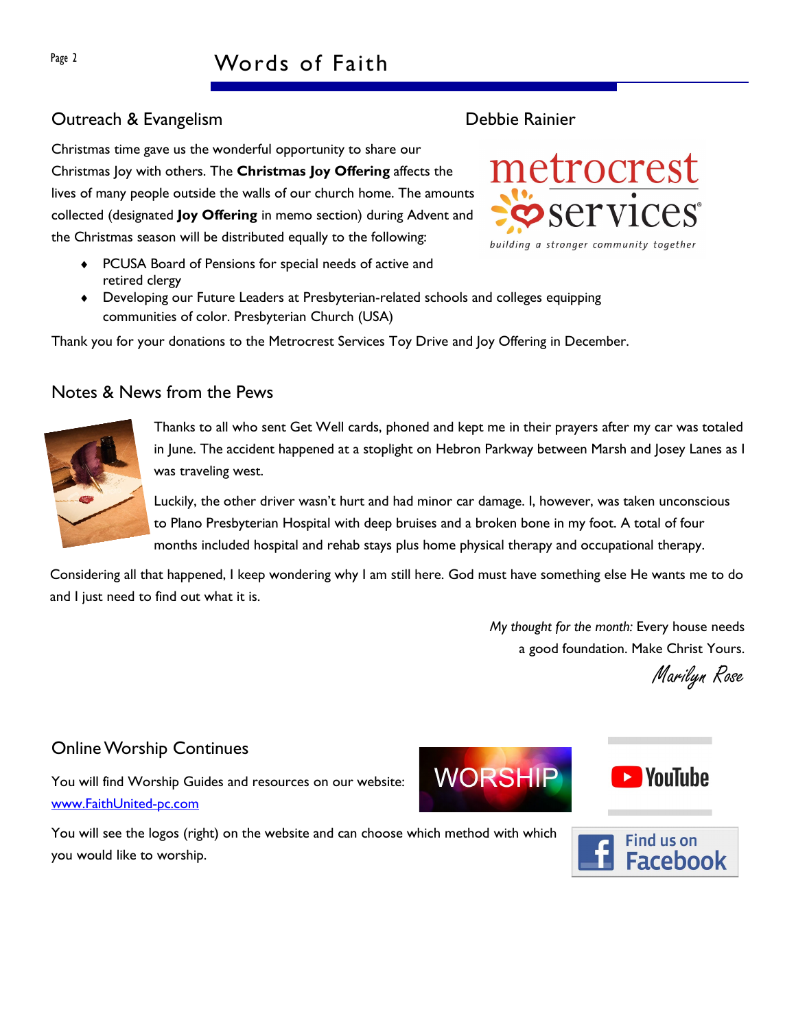## Outreach & Evangelism

Debbie Rainier

Christmas time gave us the wonderful opportunity to share our Christmas Joy with others. The **Christmas Joy Offering** affects the lives of many people outside the walls of our church home. The amounts collected (designated **Joy Offering** in memo section) during Advent and the Christmas season will be distributed equally to the following:

- PCUSA Board of Pensions for special needs of active and retired clergy
- Developing our Future Leaders at Presbyterian-related schools and colleges equipping communities of color. Presbyterian Church (USA)

Thank you for your donations to the Metrocrest Services Toy Drive and Joy Offering in December.

## Notes & News from the Pews

Thanks to all who sent Get Well cards, phoned and kept me in their prayers after my car was totaled in June. The accident happened at a stoplight on Hebron Parkway between Marsh and Josey Lanes as I was traveling west.

Luckily, the other driver wasn't hurt and had minor car damage. I, however, was taken unconscious to Plano Presbyterian Hospital with deep bruises and a broken bone in my foot. A total of four months included hospital and rehab stays plus home physical therapy and occupational therapy.

Considering all that happened, I keep wondering why I am still here. God must have something else He wants me to do and I just need to find out what it is.

*My thought for the month:* Every house needs a good foundation. Make Christ Yours.

*Marilyn Rose*

## Online Worship Continues

You will find Worship Guides and resources on our website: [www.FaithUnited-pc.com](http://www.FaithUnited-pc.com)

You will see the logos (right) on the website and can choose which method with which you would like to worship.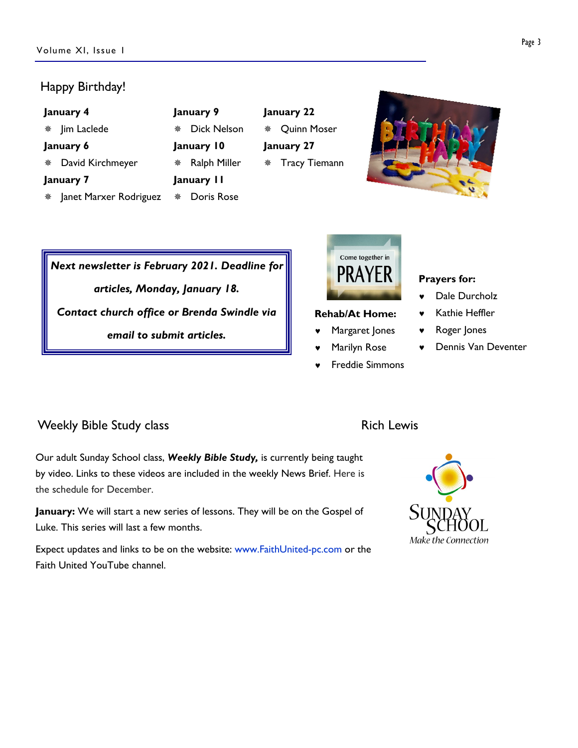## Happy Birthday!

**January 4**
- Jim Laclede

**January 6**
- David Kirchmeyer

**January 7**
- Janet Marxer Rodriguez

**January 9**
- Dick Nelson

**January 10**
- Ralph Miller

**January 11**
- Doris Rose

**January 22**
- Quinn Moser

**January 27**
- Tracy Tiemann

***Next newsletter is February 2021. Deadline for articles, Monday, January 18.***

***Contact church office or Brenda Swindle via email to submit articles.***

Come together in PRAYER

**Rehab/At Home:**
- Margaret Jones
- Marilyn Rose
- Freddie Simmons

**Prayers for:**
- Dale Durcholz
- Kathie Heffler
- Roger Jones
- Dennis Van Deventer

## Weekly Bible Study class

Rich Lewis

Our adult Sunday School class, ***Weekly Bible Study,*** is currently being taught by video. Links to these videos are included in the weekly News Brief. Here is the schedule for December.

**January:** We will start a new series of lessons. They will be on the Gospel of Luke. This series will last a few months.

Expect updates and links to be on the website: www.FaithUnited-pc.com or the Faith United YouTube channel.

SUNDAY SCHOOL *Make the Connection*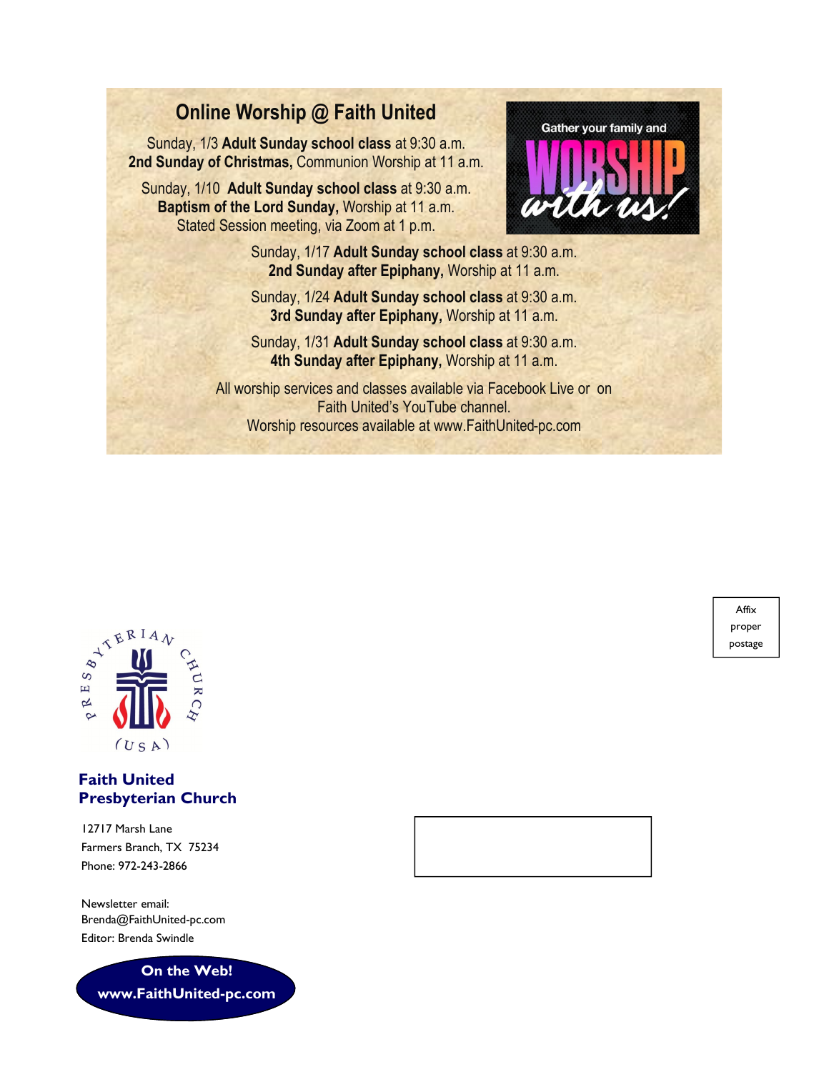## Online Worship @ Faith United

Sunday, 1/3 **Adult Sunday school class** at 9:30 a.m.
**2nd Sunday of Christmas,** Communion Worship at 11 a.m.

Sunday, 1/10 **Adult Sunday school class** at 9:30 a.m.
**Baptism of the Lord Sunday,** Worship at 11 a.m.
Stated Session meeting, via Zoom at 1 p.m.

Gather your family and WORSHIP with us!

Sunday, 1/17 **Adult Sunday school class** at 9:30 a.m.
**2nd Sunday after Epiphany,** Worship at 11 a.m.

Sunday, 1/24 **Adult Sunday school class** at 9:30 a.m.
**3rd Sunday after Epiphany,** Worship at 11 a.m.

Sunday, 1/31 **Adult Sunday school class** at 9:30 a.m.
**4th Sunday after Epiphany,** Worship at 11 a.m.

All worship services and classes available via Facebook Live or on Faith United's YouTube channel.
Worship resources available at www.FaithUnited-pc.com

Affix proper postage

PRESBYTERIAN CHURCH (USA)

**Faith United Presbyterian Church**

12717 Marsh Lane
Farmers Branch, TX 75234
Phone: 972-243-2866

Newsletter email:
Brenda@FaithUnited-pc.com
Editor: Brenda Swindle

**On the Web!**
**www.FaithUnited-pc.com**